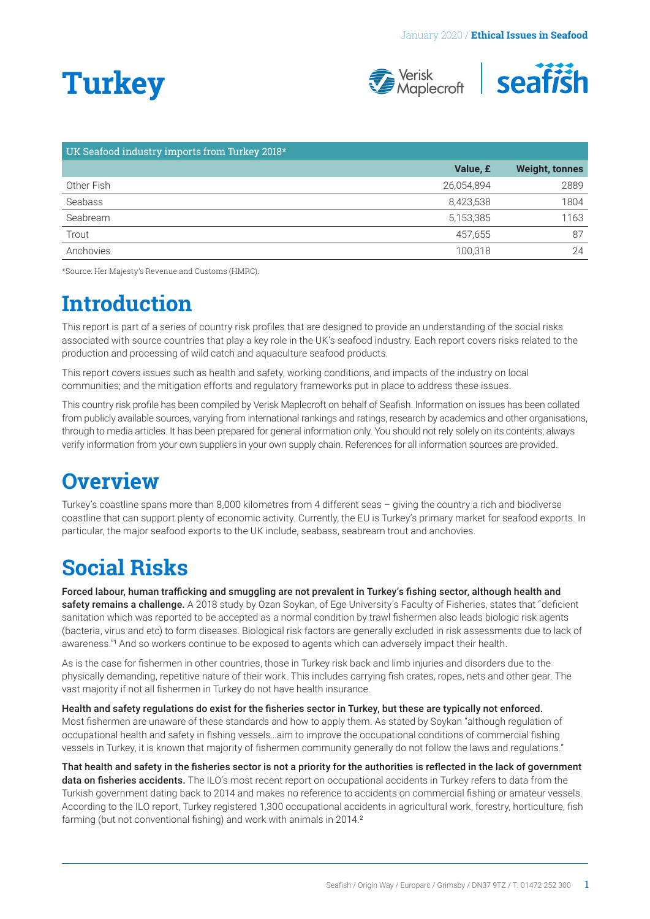# Turkey

| UK Seafood industry imports from Turkey 2018* | | |
|---|---|---|
| | Value, £ | Weight, tonnes |
| Other Fish | 26,054,894 | 2889 |
| Seabass | 8,423,538 | 1804 |
| Seabream | 5,153,385 | 1163 |
| Trout | 457,655 | 87 |
| Anchovies | 100,318 | 24 |

*Source: Her Majesty's Revenue and Customs (HMRC).

# Introduction

This report is part of a series of country risk profiles that are designed to provide an understanding of the social risks associated with source countries that play a key role in the UK's seafood industry. Each report covers risks related to the production and processing of wild catch and aquaculture seafood products.

This report covers issues such as health and safety, working conditions, and impacts of the industry on local communities; and the mitigation efforts and regulatory frameworks put in place to address these issues.

This country risk profile has been compiled by Verisk Maplecroft on behalf of Seafish. Information on issues has been collated from publicly available sources, varying from international rankings and ratings, research by academics and other organisations, through to media articles. It has been prepared for general information only. You should not rely solely on its contents; always verify information from your own suppliers in your own supply chain. References for all information sources are provided.

# Overview

Turkey's coastline spans more than 8,000 kilometres from 4 different seas – giving the country a rich and biodiverse coastline that can support plenty of economic activity. Currently, the EU is Turkey's primary market for seafood exports. In particular, the major seafood exports to the UK include, seabass, seabream trout and anchovies.

# Social Risks

**Forced labour, human trafficking and smuggling are not prevalent in Turkey's fishing sector, although health and safety remains a challenge.** A 2018 study by Ozan Soykan, of Ege University's Faculty of Fisheries, states that "deficient sanitation which was reported to be accepted as a normal condition by trawl fishermen also leads biologic risk agents (bacteria, virus and etc) to form diseases. Biological risk factors are generally excluded in risk assessments due to lack of awareness."[1] And so workers continue to be exposed to agents which can adversely impact their health.

As is the case for fishermen in other countries, those in Turkey risk back and limb injuries and disorders due to the physically demanding, repetitive nature of their work. This includes carrying fish crates, ropes, nets and other gear. The vast majority if not all fishermen in Turkey do not have health insurance.

**Health and safety regulations do exist for the fisheries sector in Turkey, but these are typically not enforced.** Most fishermen are unaware of these standards and how to apply them. As stated by Soykan "although regulation of occupational health and safety in fishing vessels…aim to improve the occupational conditions of commercial fishing vessels in Turkey, it is known that majority of fishermen community generally do not follow the laws and regulations."

**That health and safety in the fisheries sector is not a priority for the authorities is reflected in the lack of government data on fisheries accidents.** The ILO's most recent report on occupational accidents in Turkey refers to data from the Turkish government dating back to 2014 and makes no reference to accidents on commercial fishing or amateur vessels. According to the ILO report, Turkey registered 1,300 occupational accidents in agricultural work, forestry, horticulture, fish farming (but not conventional fishing) and work with animals in 2014.[2]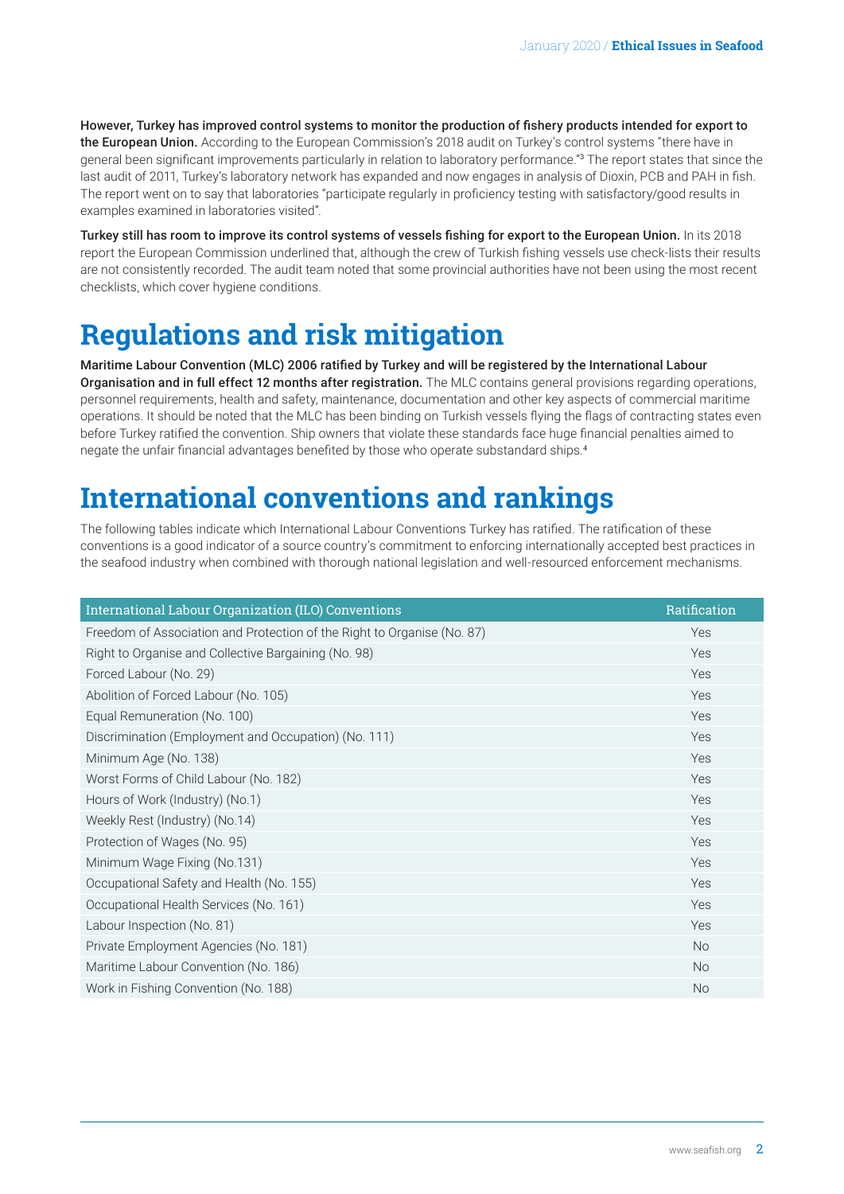**However, Turkey has improved control systems to monitor the production of fishery products intended for export to the European Union.** According to the European Commission's 2018 audit on Turkey's control systems "there have in general been significant improvements particularly in relation to laboratory performance."[3] The report states that since the last audit of 2011, Turkey's laboratory network has expanded and now engages in analysis of Dioxin, PCB and PAH in fish. The report went on to say that laboratories "participate regularly in proficiency testing with satisfactory/good results in examples examined in laboratories visited".

**Turkey still has room to improve its control systems of vessels fishing for export to the European Union.** In its 2018 report the European Commission underlined that, although the crew of Turkish fishing vessels use check-lists their results are not consistently recorded. The audit team noted that some provincial authorities have not been using the most recent checklists, which cover hygiene conditions.

# Regulations and risk mitigation

**Maritime Labour Convention (MLC) 2006 ratified by Turkey and will be registered by the International Labour Organisation and in full effect 12 months after registration.** The MLC contains general provisions regarding operations, personnel requirements, health and safety, maintenance, documentation and other key aspects of commercial maritime operations. It should be noted that the MLC has been binding on Turkish vessels flying the flags of contracting states even before Turkey ratified the convention. Ship owners that violate these standards face huge financial penalties aimed to negate the unfair financial advantages benefited by those who operate substandard ships.[4]

# International conventions and rankings

The following tables indicate which International Labour Conventions Turkey has ratified. The ratification of these conventions is a good indicator of a source country's commitment to enforcing internationally accepted best practices in the seafood industry when combined with thorough national legislation and well-resourced enforcement mechanisms.

| International Labour Organization (ILO) Conventions | Ratification |
|---|---|
| Freedom of Association and Protection of the Right to Organise (No. 87) | Yes |
| Right to Organise and Collective Bargaining (No. 98) | Yes |
| Forced Labour (No. 29) | Yes |
| Abolition of Forced Labour (No. 105) | Yes |
| Equal Remuneration (No. 100) | Yes |
| Discrimination (Employment and Occupation) (No. 111) | Yes |
| Minimum Age (No. 138) | Yes |
| Worst Forms of Child Labour (No. 182) | Yes |
| Hours of Work (Industry) (No.1) | Yes |
| Weekly Rest (Industry) (No.14) | Yes |
| Protection of Wages (No. 95) | Yes |
| Minimum Wage Fixing (No.131) | Yes |
| Occupational Safety and Health (No. 155) | Yes |
| Occupational Health Services (No. 161) | Yes |
| Labour Inspection (No. 81) | Yes |
| Private Employment Agencies (No. 181) | No |
| Maritime Labour Convention (No. 186) | No |
| Work in Fishing Convention (No. 188) | No |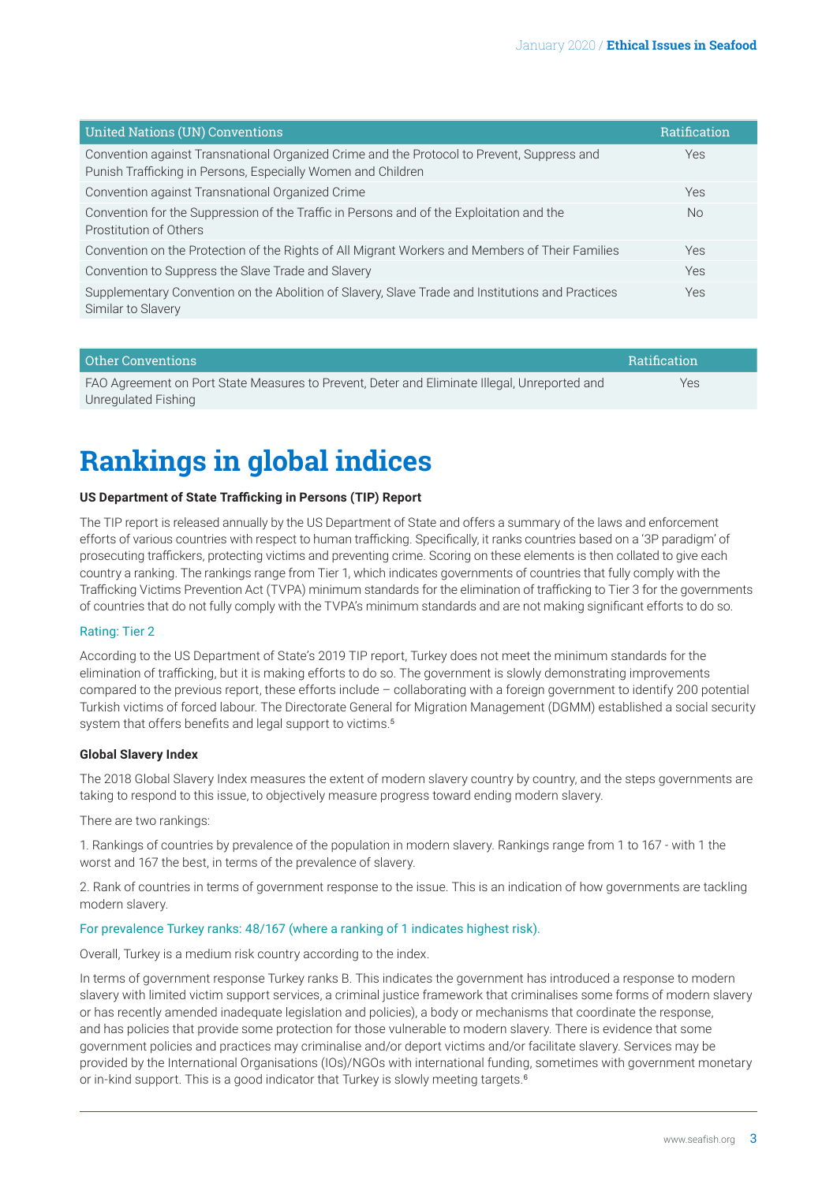| United Nations (UN) Conventions | Ratification |
|---|---|
| Convention against Transnational Organized Crime and the Protocol to Prevent, Suppress and Punish Trafficking in Persons, Especially Women and Children | Yes |
| Convention against Transnational Organized Crime | Yes |
| Convention for the Suppression of the Traffic in Persons and of the Exploitation and the Prostitution of Others | No |
| Convention on the Protection of the Rights of All Migrant Workers and Members of Their Families | Yes |
| Convention to Suppress the Slave Trade and Slavery | Yes |
| Supplementary Convention on the Abolition of Slavery, Slave Trade and Institutions and Practices Similar to Slavery | Yes |

| Other Conventions | Ratification |
|---|---|
| FAO Agreement on Port State Measures to Prevent, Deter and Eliminate Illegal, Unreported and Unregulated Fishing | Yes |

# Rankings in global indices

**US Department of State Trafficking in Persons (TIP) Report**

The TIP report is released annually by the US Department of State and offers a summary of the laws and enforcement efforts of various countries with respect to human trafficking. Specifically, it ranks countries based on a '3P paradigm' of prosecuting traffickers, protecting victims and preventing crime. Scoring on these elements is then collated to give each country a ranking. The rankings range from Tier 1, which indicates governments of countries that fully comply with the Trafficking Victims Prevention Act (TVPA) minimum standards for the elimination of trafficking to Tier 3 for the governments of countries that do not fully comply with the TVPA's minimum standards and are not making significant efforts to do so.

Rating: Tier 2

According to the US Department of State's 2019 TIP report, Turkey does not meet the minimum standards for the elimination of trafficking, but it is making efforts to do so. The government is slowly demonstrating improvements compared to the previous report, these efforts include – collaborating with a foreign government to identify 200 potential Turkish victims of forced labour. The Directorate General for Migration Management (DGMM) established a social security system that offers benefits and legal support to victims.[5]

**Global Slavery Index**

The 2018 Global Slavery Index measures the extent of modern slavery country by country, and the steps governments are taking to respond to this issue, to objectively measure progress toward ending modern slavery.

There are two rankings:

1. Rankings of countries by prevalence of the population in modern slavery. Rankings range from 1 to 167 - with 1 the worst and 167 the best, in terms of the prevalence of slavery.

2. Rank of countries in terms of government response to the issue. This is an indication of how governments are tackling modern slavery.

For prevalence Turkey ranks: 48/167 (where a ranking of 1 indicates highest risk).

Overall, Turkey is a medium risk country according to the index.

In terms of government response Turkey ranks B. This indicates the government has introduced a response to modern slavery with limited victim support services, a criminal justice framework that criminalises some forms of modern slavery or has recently amended inadequate legislation and policies), a body or mechanisms that coordinate the response, and has policies that provide some protection for those vulnerable to modern slavery. There is evidence that some government policies and practices may criminalise and/or deport victims and/or facilitate slavery. Services may be provided by the International Organisations (IOs)/NGOs with international funding, sometimes with government monetary or in-kind support. This is a good indicator that Turkey is slowly meeting targets.[6]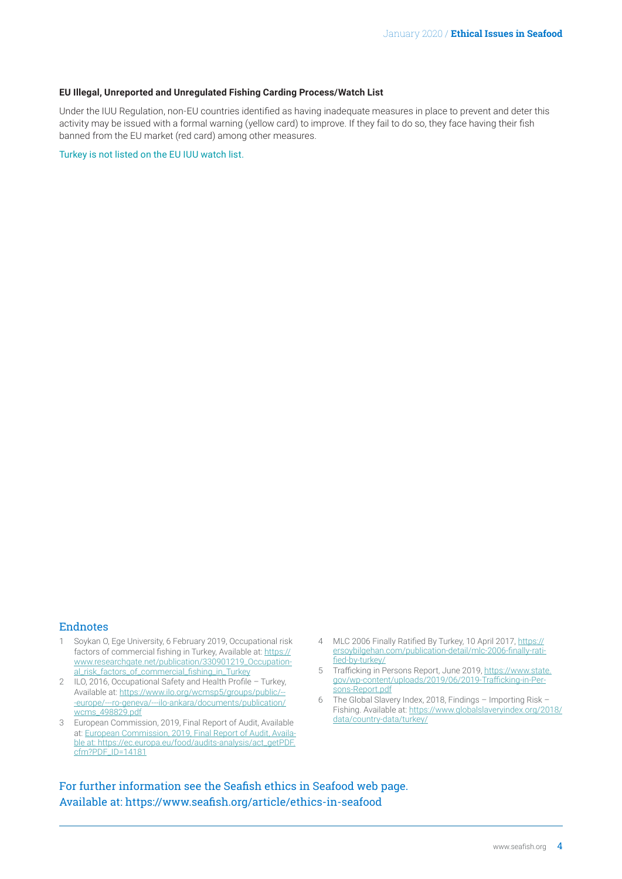### EU Illegal, Unreported and Unregulated Fishing Carding Process/Watch List

Under the IUU Regulation, non-EU countries identified as having inadequate measures in place to prevent and deter this activity may be issued with a formal warning (yellow card) to improve. If they fail to do so, they face having their fish banned from the EU market (red card) among other measures.

Turkey is not listed on the EU IUU watch list.

## Endnotes

1. Soykan O, Ege University, 6 February 2019, Occupational risk factors of commercial fishing in Turkey, Available at: https://www.researchgate.net/publication/330901219_Occupational_risk_factors_of_commercial_fishing_in_Turkey
2. ILO, 2016, Occupational Safety and Health Profile – Turkey, Available at: https://www.ilo.org/wcmsp5/groups/public/---europe/---ro-geneva/---ilo-ankara/documents/publication/wcms_498829.pdf
3. European Commission, 2019, Final Report of Audit, Available at: European Commission, 2019, Final Report of Audit, Available at: https://ec.europa.eu/food/audits-analysis/act_getPDF.cfm?PDF_ID=14181
4. MLC 2006 Finally Ratified By Turkey, 10 April 2017, https://ersoybilgehan.com/publication-detail/mlc-2006-finally-ratified-by-turkey/
5. Trafficking in Persons Report, June 2019, https://www.state.gov/wp-content/uploads/2019/06/2019-Trafficking-in-Persons-Report.pdf
6. The Global Slavery Index, 2018, Findings – Importing Risk – Fishing. Available at: https://www.globalslaveryindex.org/2018/data/country-data/turkey/

For further information see the Seafish ethics in Seafood web page.
Available at: https://www.seafish.org/article/ethics-in-seafood